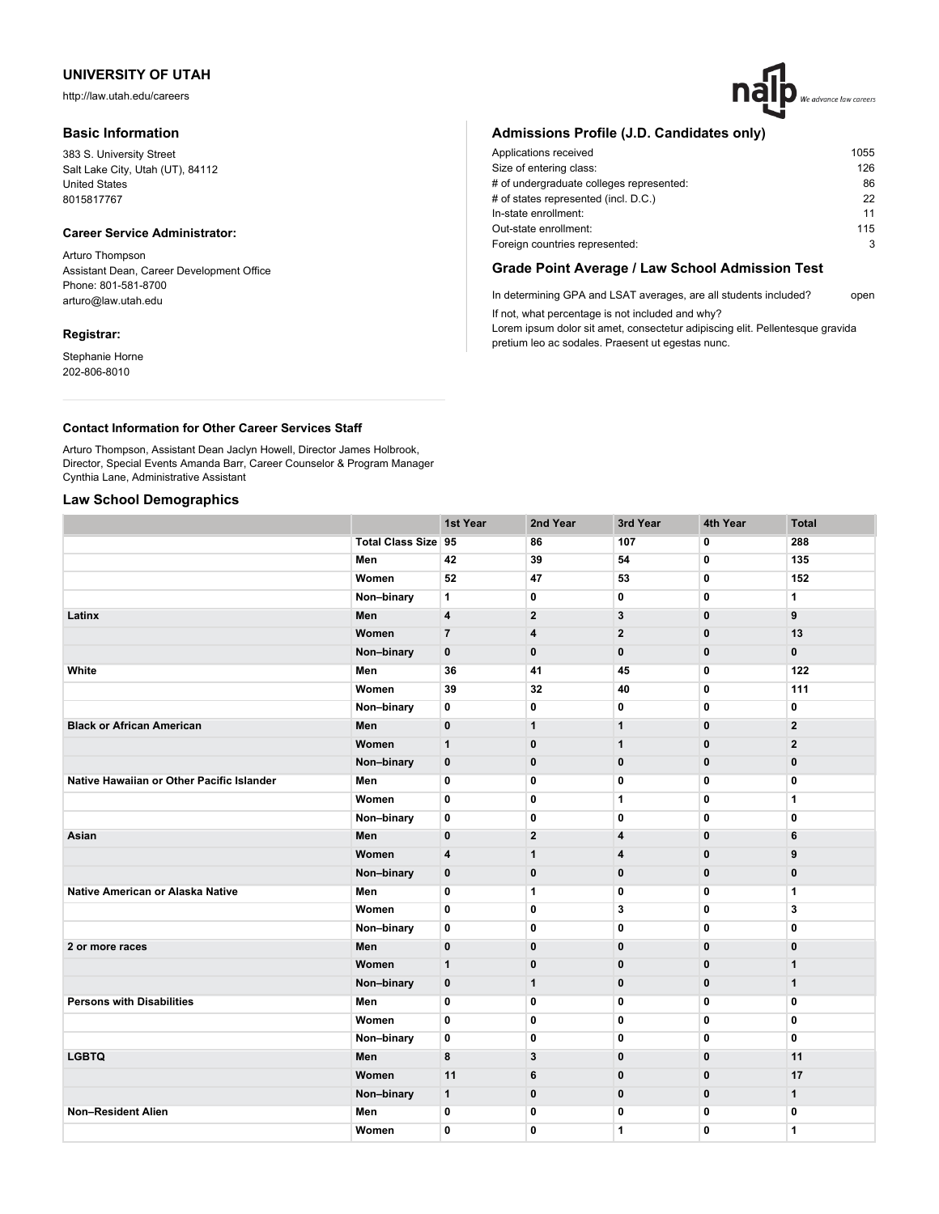# UNIVERSITY OF UTAH

http://law.utah.edu/careers

## Basic Information

383 S. University Street
Salt Lake City, Utah (UT), 84112
United States
8015817767

### Career Service Administrator:

Arturo Thompson
Assistant Dean, Career Development Office
Phone: 801-581-8700
arturo@law.utah.edu

### Registrar:

Stephanie Horne
202-806-8010

## Admissions Profile (J.D. Candidates only)

| | |
|---|---|
| Applications received | 1055 |
| Size of entering class: | 126 |
| # of undergraduate colleges represented: | 86 |
| # of states represented (incl. D.C.) | 22 |
| In-state enrollment: | 11 |
| Out-state enrollment: | 115 |
| Foreign countries represented: | 3 |

## Grade Point Average / Law School Admission Test

In determining GPA and LSAT averages, are all students included? open

If not, what percentage is not included and why?
Lorem ipsum dolor sit amet, consectetur adipiscing elit. Pellentesque gravida pretium leo ac sodales. Praesent ut egestas nunc.

### Contact Information for Other Career Services Staff

Arturo Thompson, Assistant Dean Jaclyn Howell, Director James Holbrook, Director, Special Events Amanda Barr, Career Counselor & Program Manager Cynthia Lane, Administrative Assistant

## Law School Demographics

| | | 1st Year | 2nd Year | 3rd Year | 4th Year | Total |
|---|---|---|---|---|---|---|
| | **Total Class Size** | **95** | **86** | **107** | **0** | **288** |
| | **Men** | **42** | **39** | **54** | **0** | **135** |
| | **Women** | **52** | **47** | **53** | **0** | **152** |
| | **Non–binary** | **1** | **0** | **0** | **0** | **1** |
| **Latinx** | **Men** | **4** | **2** | **3** | **0** | **9** |
| | **Women** | **7** | **4** | **2** | **0** | **13** |
| | **Non–binary** | **0** | **0** | **0** | **0** | **0** |
| **White** | **Men** | **36** | **41** | **45** | **0** | **122** |
| | **Women** | **39** | **32** | **40** | **0** | **111** |
| | **Non–binary** | **0** | **0** | **0** | **0** | **0** |
| **Black or African American** | **Men** | **0** | **1** | **1** | **0** | **2** |
| | **Women** | **1** | **0** | **1** | **0** | **2** |
| | **Non–binary** | **0** | **0** | **0** | **0** | **0** |
| **Native Hawaiian or Other Pacific Islander** | **Men** | **0** | **0** | **0** | **0** | **0** |
| | **Women** | **0** | **0** | **1** | **0** | **1** |
| | **Non–binary** | **0** | **0** | **0** | **0** | **0** |
| **Asian** | **Men** | **0** | **2** | **4** | **0** | **6** |
| | **Women** | **4** | **1** | **4** | **0** | **9** |
| | **Non–binary** | **0** | **0** | **0** | **0** | **0** |
| **Native American or Alaska Native** | **Men** | **0** | **1** | **0** | **0** | **1** |
| | **Women** | **0** | **0** | **3** | **0** | **3** |
| | **Non–binary** | **0** | **0** | **0** | **0** | **0** |
| **2 or more races** | **Men** | **0** | **0** | **0** | **0** | **0** |
| | **Women** | **1** | **0** | **0** | **0** | **1** |
| | **Non–binary** | **0** | **1** | **0** | **0** | **1** |
| **Persons with Disabilities** | **Men** | **0** | **0** | **0** | **0** | **0** |
| | **Women** | **0** | **0** | **0** | **0** | **0** |
| | **Non–binary** | **0** | **0** | **0** | **0** | **0** |
| **LGBTQ** | **Men** | **8** | **3** | **0** | **0** | **11** |
| | **Women** | **11** | **6** | **0** | **0** | **17** |
| | **Non–binary** | **1** | **0** | **0** | **0** | **1** |
| **Non–Resident Alien** | **Men** | **0** | **0** | **0** | **0** | **0** |
| | **Women** | **0** | **0** | **1** | **0** | **1** |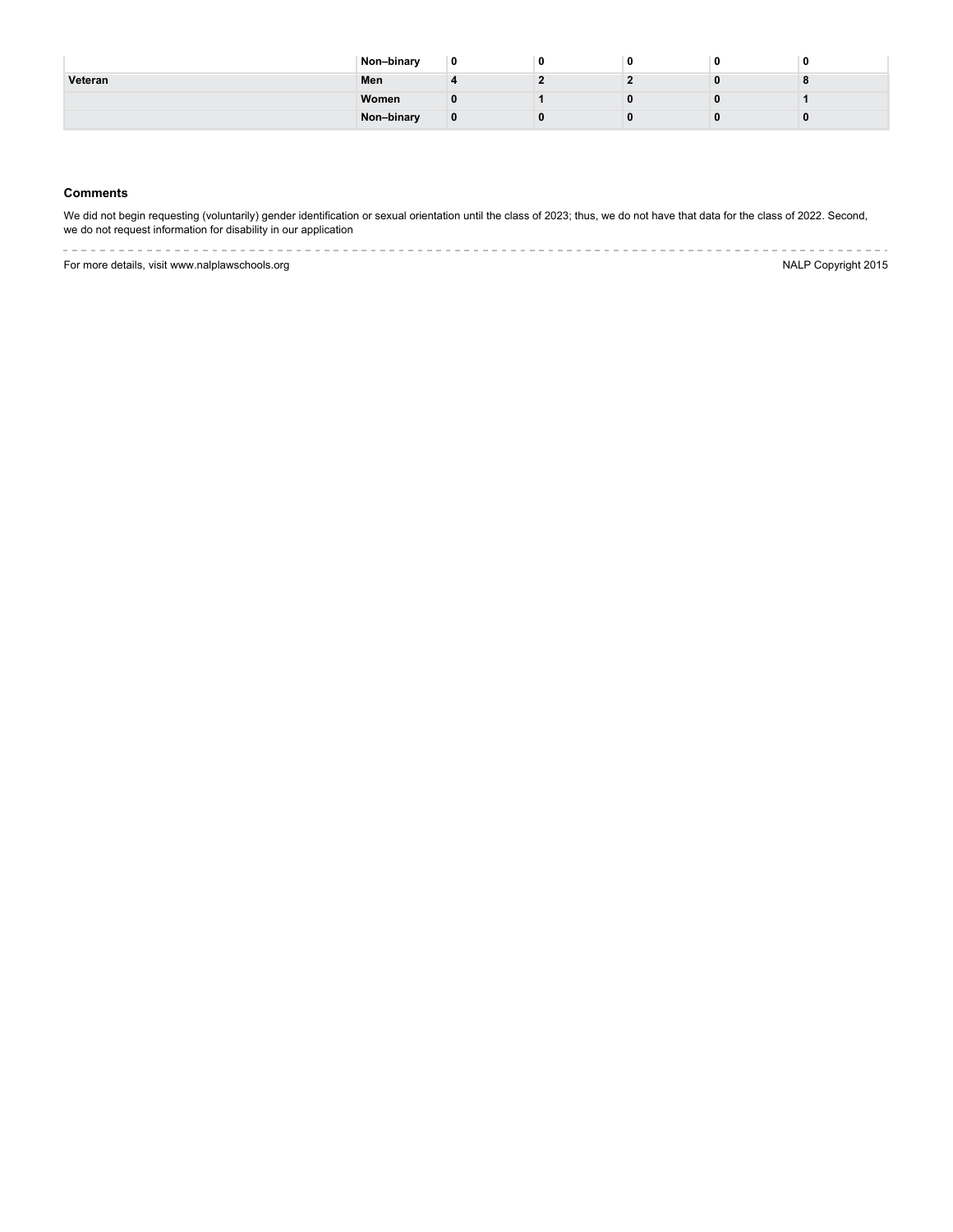| | Non–binary | 0 | 0 | 0 | 0 | 0 |
|---|---|---|---|---|---|---|
| Veteran | Men | 4 | 2 | 2 | 0 | 8 |
| | Women | 0 | 1 | 0 | 0 | 1 |
| | Non–binary | 0 | 0 | 0 | 0 | 0 |

### Comments

We did not begin requesting (voluntarily) gender identification or sexual orientation until the class of 2023; thus, we do not have that data for the class of 2022. Second, we do not request information for disability in our application

For more details, visit www.nalplawschools.org

NALP Copyright 2015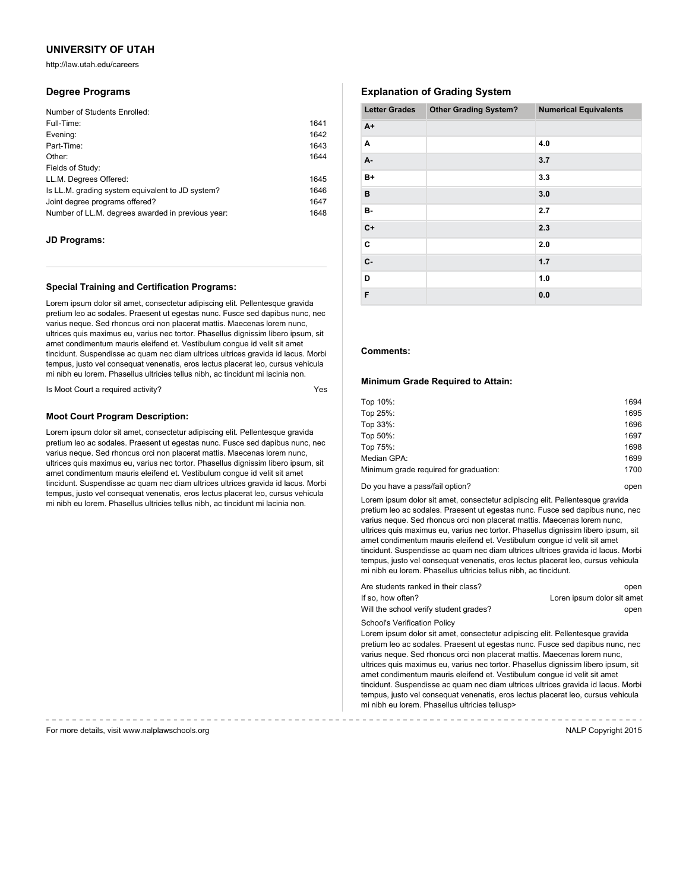# UNIVERSITY OF UTAH

http://law.utah.edu/careers

## Degree Programs

Number of Students Enrolled:

| | |
|---|---|
| Full-Time: | 1641 |
| Evening: | 1642 |
| Part-Time: | 1643 |
| Other: | 1644 |

Fields of Study:

| | |
|---|---|
| LL.M. Degrees Offered: | 1645 |
| Is LL.M. grading system equivalent to JD system? | 1646 |
| Joint degree programs offered? | 1647 |
| Number of LL.M. degrees awarded in previous year: | 1648 |

### JD Programs:

### Special Training and Certification Programs:

Lorem ipsum dolor sit amet, consectetur adipiscing elit. Pellentesque gravida pretium leo ac sodales. Praesent ut egestas nunc. Fusce sed dapibus nunc, nec varius neque. Sed rhoncus orci non placerat mattis. Maecenas lorem nunc, ultrices quis maximus eu, varius nec tortor. Phasellus dignissim libero ipsum, sit amet condimentum mauris eleifend et. Vestibulum congue id velit sit amet tincidunt. Suspendisse ac quam nec diam ultrices ultrices gravida id lacus. Morbi tempus, justo vel consequat venenatis, eros lectus placerat leo, cursus vehicula mi nibh eu lorem. Phasellus ultricies tellus nibh, ac tincidunt mi lacinia non.

Is Moot Court a required activity? Yes

### Moot Court Program Description:

Lorem ipsum dolor sit amet, consectetur adipiscing elit. Pellentesque gravida pretium leo ac sodales. Praesent ut egestas nunc. Fusce sed dapibus nunc, nec varius neque. Sed rhoncus orci non placerat mattis. Maecenas lorem nunc, ultrices quis maximus eu, varius nec tortor. Phasellus dignissim libero ipsum, sit amet condimentum mauris eleifend et. Vestibulum congue id velit sit amet tincidunt. Suspendisse ac quam nec diam ultrices ultrices gravida id lacus. Morbi tempus, justo vel consequat venenatis, eros lectus placerat leo, cursus vehicula mi nibh eu lorem. Phasellus ultricies tellus nibh, ac tincidunt mi lacinia non.

## Explanation of Grading System

| Letter Grades | Other Grading System? | Numerical Equivalents |
|---|---|---|
| A+ | | |
| A | | 4.0 |
| A- | | 3.7 |
| B+ | | 3.3 |
| B | | 3.0 |
| B- | | 2.7 |
| C+ | | 2.3 |
| C | | 2.0 |
| C- | | 1.7 |
| D | | 1.0 |
| F | | 0.0 |

### Comments:

### Minimum Grade Required to Attain:

| | |
|---|---|
| Top 10%: | 1694 |
| Top 25%: | 1695 |
| Top 33%: | 1696 |
| Top 50%: | 1697 |
| Top 75%: | 1698 |
| Median GPA: | 1699 |
| Minimum grade required for graduation: | 1700 |

Do you have a pass/fail option? open

Lorem ipsum dolor sit amet, consectetur adipiscing elit. Pellentesque gravida pretium leo ac sodales. Praesent ut egestas nunc. Fusce sed dapibus nunc, nec varius neque. Sed rhoncus orci non placerat mattis. Maecenas lorem nunc, ultrices quis maximus eu, varius nec tortor. Phasellus dignissim libero ipsum, sit amet condimentum mauris eleifend et. Vestibulum congue id velit sit amet tincidunt. Suspendisse ac quam nec diam ultrices ultrices gravida id lacus. Morbi tempus, justo vel consequat venenatis, eros lectus placerat leo, cursus vehicula mi nibh eu lorem. Phasellus ultricies tellus nibh, ac tincidunt.

| | |
|---|---|
| Are students ranked in their class? | open |
| If so, how often? | Loren ipsum dolor sit amet |
| Will the school verify student grades? | open |

School's Verification Policy

Lorem ipsum dolor sit amet, consectetur adipiscing elit. Pellentesque gravida pretium leo ac sodales. Praesent ut egestas nunc. Fusce sed dapibus nunc, nec varius neque. Sed rhoncus orci non placerat mattis. Maecenas lorem nunc, ultrices quis maximus eu, varius nec tortor. Phasellus dignissim libero ipsum, sit amet condimentum mauris eleifend et. Vestibulum congue id velit sit amet tincidunt. Suspendisse ac quam nec diam ultrices ultrices gravida id lacus. Morbi tempus, justo vel consequat venenatis, eros lectus placerat leo, cursus vehicula mi nibh eu lorem. Phasellus ultricies tellusp>

For more details, visit www.nalplawschools.org

NALP Copyright 2015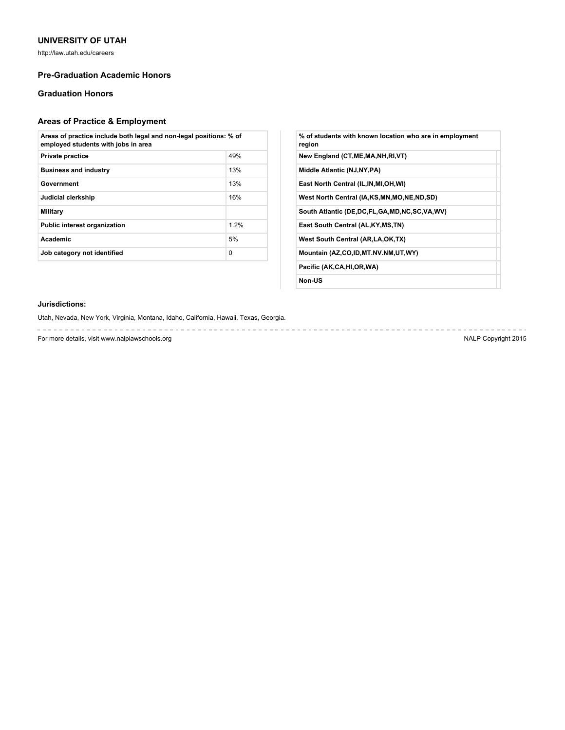## UNIVERSITY OF UTAH

http://law.utah.edu/careers

### Pre-Graduation Academic Honors

### Graduation Honors

### Areas of Practice & Employment

| Areas of practice include both legal and non-legal positions: % of employed students with jobs in area | |
|---|---|
| **Private practice** | 49% |
| **Business and industry** | 13% |
| **Government** | 13% |
| **Judicial clerkship** | 16% |
| **Military** | |
| **Public interest organization** | 1.2% |
| **Academic** | 5% |
| **Job category not identified** | 0 |

| % of students with known location who are in employment region | |
|---|---|
| **New England (CT,ME,MA,NH,RI,VT)** | |
| **Middle Atlantic (NJ,NY,PA)** | |
| **East North Central (IL,IN,MI,OH,WI)** | |
| **West North Central (IA,KS,MN,MO,NE,ND,SD)** | |
| **South Atlantic (DE,DC,FL,GA,MD,NC,SC,VA,WV)** | |
| **East South Central (AL,KY,MS,TN)** | |
| **West South Central (AR,LA,OK,TX)** | |
| **Mountain (AZ,CO,ID,MT.NV.NM,UT,WY)** | |
| **Pacific (AK,CA,HI,OR,WA)** | |
| **Non-US** | |

**Jurisdictions:**

Utah, Nevada, New York, Virginia, Montana, Idaho, California, Hawaii, Texas, Georgia.

For more details, visit www.nalplawschools.org

NALP Copyright 2015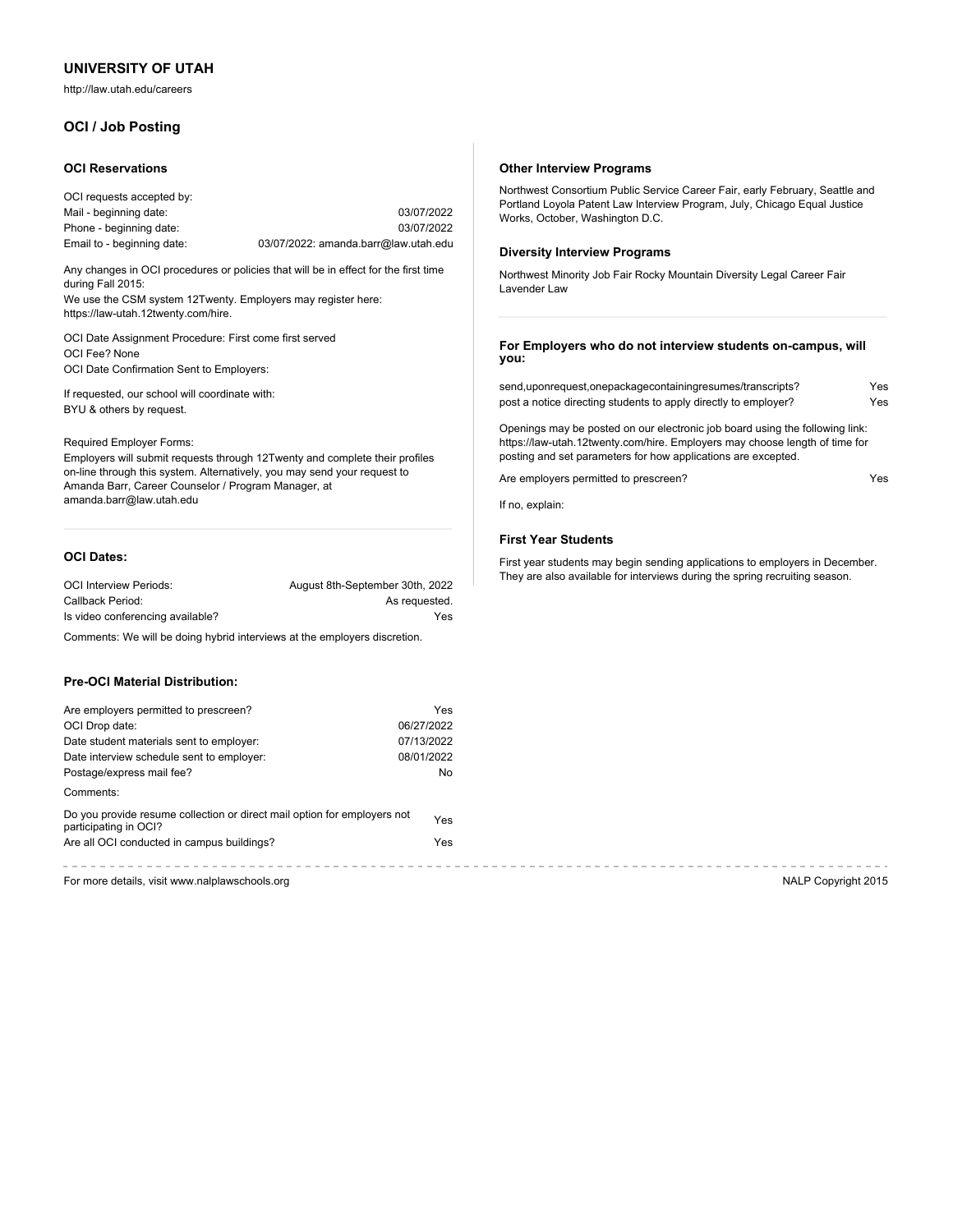## UNIVERSITY OF UTAH

http://law.utah.edu/careers

### OCI / Job Posting

#### OCI Reservations

| OCI requests accepted by: | |
|---|---|
| Mail - beginning date: | 03/07/2022 |
| Phone - beginning date: | 03/07/2022 |
| Email to - beginning date: | 03/07/2022: amanda.barr@law.utah.edu |

Any changes in OCI procedures or policies that will be in effect for the first time during Fall 2015:
We use the CSM system 12Twenty. Employers may register here: https://law-utah.12twenty.com/hire.

OCI Date Assignment Procedure: First come first served
OCI Fee? None
OCI Date Confirmation Sent to Employers:

If requested, our school will coordinate with:
BYU & others by request.

Required Employer Forms:
Employers will submit requests through 12Twenty and complete their profiles on-line through this system. Alternatively, you may send your request to Amanda Barr, Career Counselor / Program Manager, at amanda.barr@law.utah.edu

#### OCI Dates:

| | |
|---|---|
| OCI Interview Periods: | August 8th-September 30th, 2022 |
| Callback Period: | As requested. |
| Is video conferencing available? | Yes |

Comments: We will be doing hybrid interviews at the employers discretion.

#### Pre-OCI Material Distribution:

| | |
|---|---|
| Are employers permitted to prescreen? | Yes |
| OCI Drop date: | 06/27/2022 |
| Date student materials sent to employer: | 07/13/2022 |
| Date interview schedule sent to employer: | 08/01/2022 |
| Postage/express mail fee? | No |

Comments:

| | |
|---|---|
| Do you provide resume collection or direct mail option for employers not participating in OCI? | Yes |
| Are all OCI conducted in campus buildings? | Yes |

#### Other Interview Programs

Northwest Consortium Public Service Career Fair, early February, Seattle and Portland Loyola Patent Law Interview Program, July, Chicago Equal Justice Works, October, Washington D.C.

#### Diversity Interview Programs

Northwest Minority Job Fair Rocky Mountain Diversity Legal Career Fair Lavender Law

#### For Employers who do not interview students on-campus, will you:

| | |
|---|---|
| send,uponrequest,onepackagecontainingresumes/transcripts? | Yes |
| post a notice directing students to apply directly to employer? | Yes |

Openings may be posted on our electronic job board using the following link: https://law-utah.12twenty.com/hire. Employers may choose length of time for posting and set parameters for how applications are excepted.

| | |
|---|---|
| Are employers permitted to prescreen? | Yes |

If no, explain:

#### First Year Students

First year students may begin sending applications to employers in December. They are also available for interviews during the spring recruiting season.

For more details, visit www.nalplawschools.org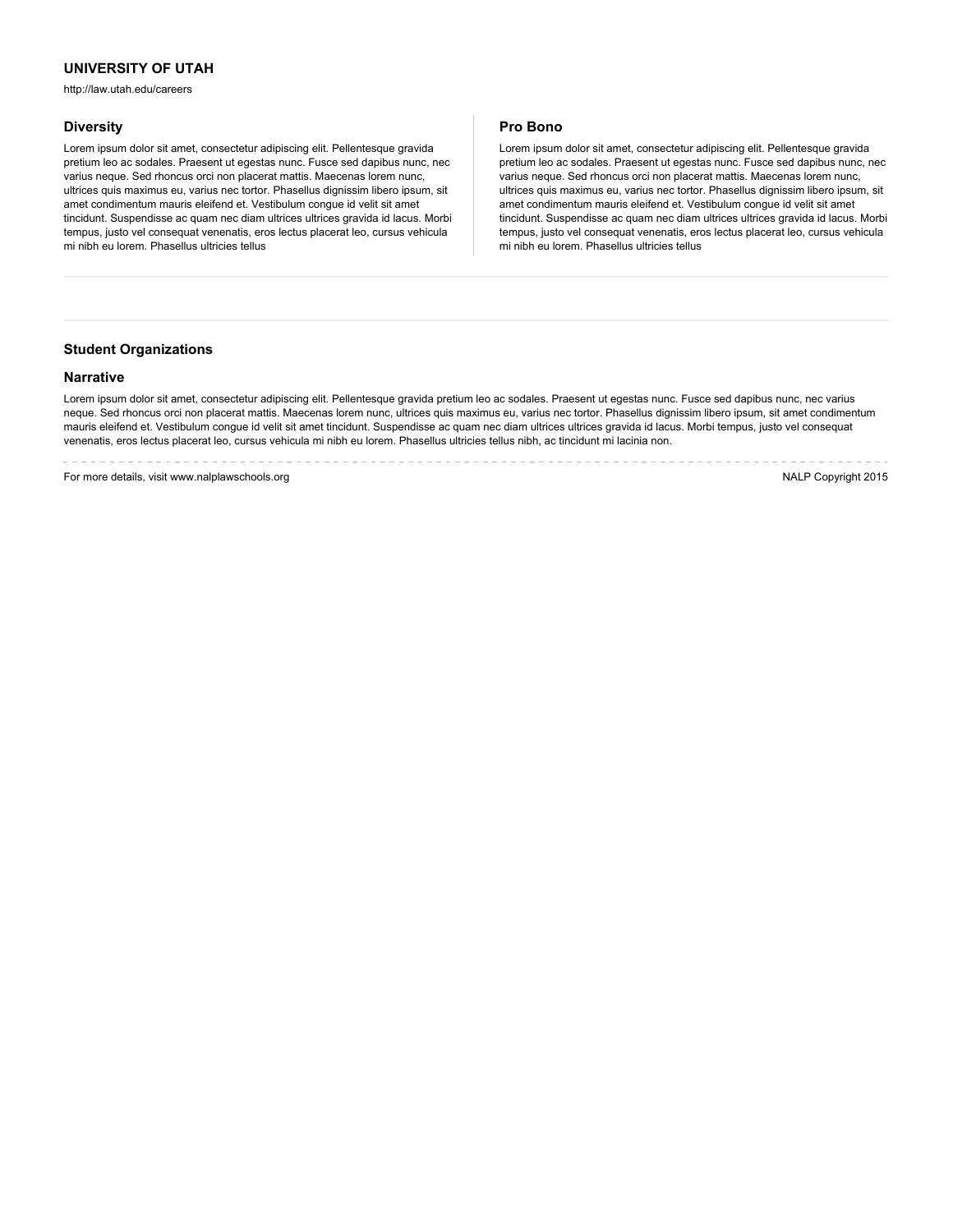# UNIVERSITY OF UTAH

http://law.utah.edu/careers

## Diversity

Lorem ipsum dolor sit amet, consectetur adipiscing elit. Pellentesque gravida pretium leo ac sodales. Praesent ut egestas nunc. Fusce sed dapibus nunc, nec varius neque. Sed rhoncus orci non placerat mattis. Maecenas lorem nunc, ultrices quis maximus eu, varius nec tortor. Phasellus dignissim libero ipsum, sit amet condimentum mauris eleifend et. Vestibulum congue id velit sit amet tincidunt. Suspendisse ac quam nec diam ultrices ultrices gravida id lacus. Morbi tempus, justo vel consequat venenatis, eros lectus placerat leo, cursus vehicula mi nibh eu lorem. Phasellus ultricies tellus

## Pro Bono

Lorem ipsum dolor sit amet, consectetur adipiscing elit. Pellentesque gravida pretium leo ac sodales. Praesent ut egestas nunc. Fusce sed dapibus nunc, nec varius neque. Sed rhoncus orci non placerat mattis. Maecenas lorem nunc, ultrices quis maximus eu, varius nec tortor. Phasellus dignissim libero ipsum, sit amet condimentum mauris eleifend et. Vestibulum congue id velit sit amet tincidunt. Suspendisse ac quam nec diam ultrices ultrices gravida id lacus. Morbi tempus, justo vel consequat venenatis, eros lectus placerat leo, cursus vehicula mi nibh eu lorem. Phasellus ultricies tellus

## Student Organizations

### Narrative

Lorem ipsum dolor sit amet, consectetur adipiscing elit. Pellentesque gravida pretium leo ac sodales. Praesent ut egestas nunc. Fusce sed dapibus nunc, nec varius neque. Sed rhoncus orci non placerat mattis. Maecenas lorem nunc, ultrices quis maximus eu, varius nec tortor. Phasellus dignissim libero ipsum, sit amet condimentum mauris eleifend et. Vestibulum congue id velit sit amet tincidunt. Suspendisse ac quam nec diam ultrices ultrices gravida id lacus. Morbi tempus, justo vel consequat venenatis, eros lectus placerat leo, cursus vehicula mi nibh eu lorem. Phasellus ultricies tellus nibh, ac tincidunt mi lacinia non.